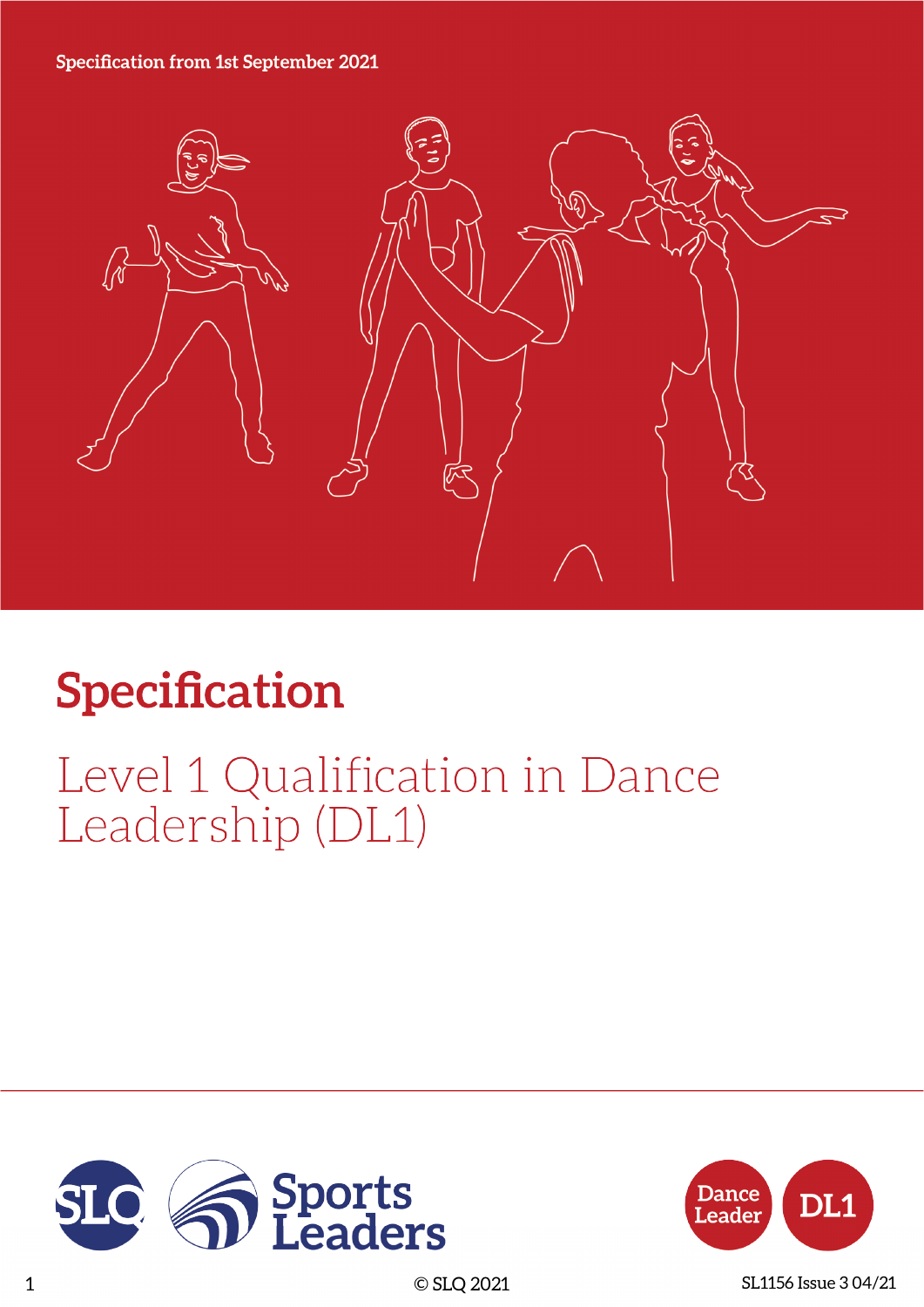Specification from 1st September 2021

# Specification

## Level 1 Qualification in Dance Leadership (DL1)

© SLQ 2021

SL1156 Issue 3 04/21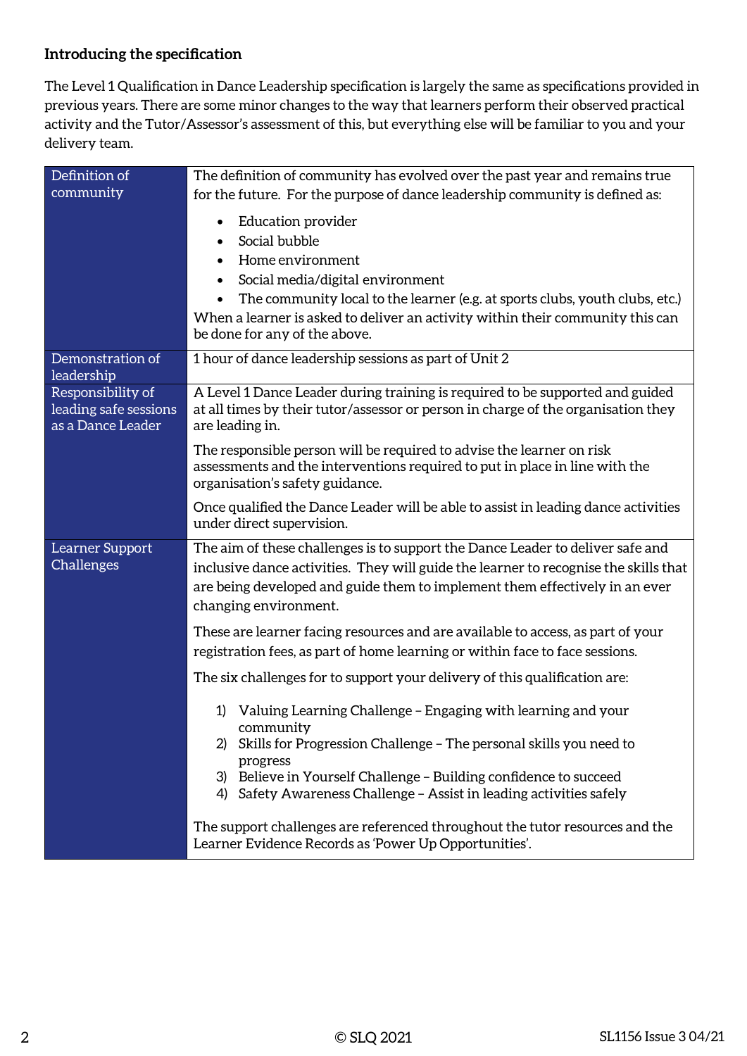**Introducing the specification**

The Level 1 Qualification in Dance Leadership specification is largely the same as specifications provided in previous years. There are some minor changes to the way that learners perform their observed practical activity and the Tutor/Assessor's assessment of this, but everything else will be familiar to you and your delivery team.

| | |
|---|---|
| Definition of community | The definition of community has evolved over the past year and remains true for the future. For the purpose of dance leadership community is defined as:<br>• Education provider<br>• Social bubble<br>• Home environment<br>• Social media/digital environment<br>• The community local to the learner (e.g. at sports clubs, youth clubs, etc.)<br>When a learner is asked to deliver an activity within their community this can be done for any of the above. |
| Demonstration of leadership | 1 hour of dance leadership sessions as part of Unit 2 |
| Responsibility of leading safe sessions as a Dance Leader | A Level 1 Dance Leader during training is required to be supported and guided at all times by their tutor/assessor or person in charge of the organisation they are leading in.<br>The responsible person will be required to advise the learner on risk assessments and the interventions required to put in place in line with the organisation's safety guidance.<br>Once qualified the Dance Leader will be able to assist in leading dance activities under direct supervision. |
| Learner Support Challenges | The aim of these challenges is to support the Dance Leader to deliver safe and inclusive dance activities. They will guide the learner to recognise the skills that are being developed and guide them to implement them effectively in an ever changing environment.<br>These are learner facing resources and are available to access, as part of your registration fees, as part of home learning or within face to face sessions.<br>The six challenges for to support your delivery of this qualification are:<br>1) Valuing Learning Challenge – Engaging with learning and your community<br>2) Skills for Progression Challenge – The personal skills you need to progress<br>3) Believe in Yourself Challenge – Building confidence to succeed<br>4) Safety Awareness Challenge – Assist in leading activities safely<br>The support challenges are referenced throughout the tutor resources and the Learner Evidence Records as 'Power Up Opportunities'. |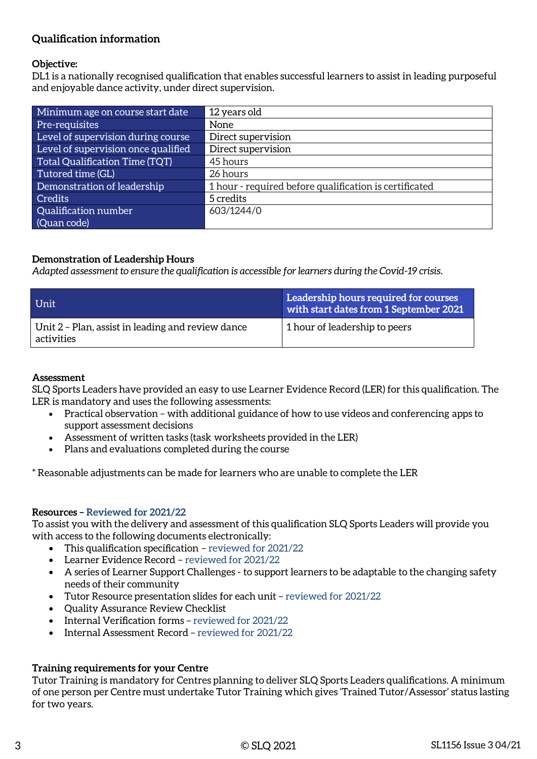## Qualification information

**Objective:**
DL1 is a nationally recognised qualification that enables successful learners to assist in leading purposeful and enjoyable dance activity, under direct supervision.

| | |
|---|---|
| Minimum age on course start date | 12 years old |
| Pre-requisites | None |
| Level of supervision during course | Direct supervision |
| Level of supervision once qualified | Direct supervision |
| Total Qualification Time (TQT) | 45 hours |
| Tutored time (GL) | 26 hours |
| Demonstration of leadership | 1 hour - required before qualification is certificated |
| Credits | 5 credits |
| Qualification number (Quan code) | 603/1244/0 |

**Demonstration of Leadership Hours**
*Adapted assessment to ensure the qualification is accessible for learners during the Covid-19 crisis.*

| Unit | Leadership hours required for courses with start dates from 1 September 2021 |
|---|---|
| Unit 2 – Plan, assist in leading and review dance activities | 1 hour of leadership to peers |

**Assessment**
SLQ Sports Leaders have provided an easy to use Learner Evidence Record (LER) for this qualification. The LER is mandatory and uses the following assessments:

- Practical observation – with additional guidance of how to use videos and conferencing apps to support assessment decisions
- Assessment of written tasks (task worksheets provided in the LER)
- Plans and evaluations completed during the course

* Reasonable adjustments can be made for learners who are unable to complete the LER

**Resources – Reviewed for 2021/22**
To assist you with the delivery and assessment of this qualification SLQ Sports Leaders will provide you with access to the following documents electronically:

- This qualification specification – reviewed for 2021/22
- Learner Evidence Record – reviewed for 2021/22
- A series of Learner Support Challenges - to support learners to be adaptable to the changing safety needs of their community
- Tutor Resource presentation slides for each unit – reviewed for 2021/22
- Quality Assurance Review Checklist
- Internal Verification forms – reviewed for 2021/22
- Internal Assessment Record – reviewed for 2021/22

**Training requirements for your Centre**
Tutor Training is mandatory for Centres planning to deliver SLQ Sports Leaders qualifications. A minimum of one person per Centre must undertake Tutor Training which gives 'Trained Tutor/Assessor' status lasting for two years.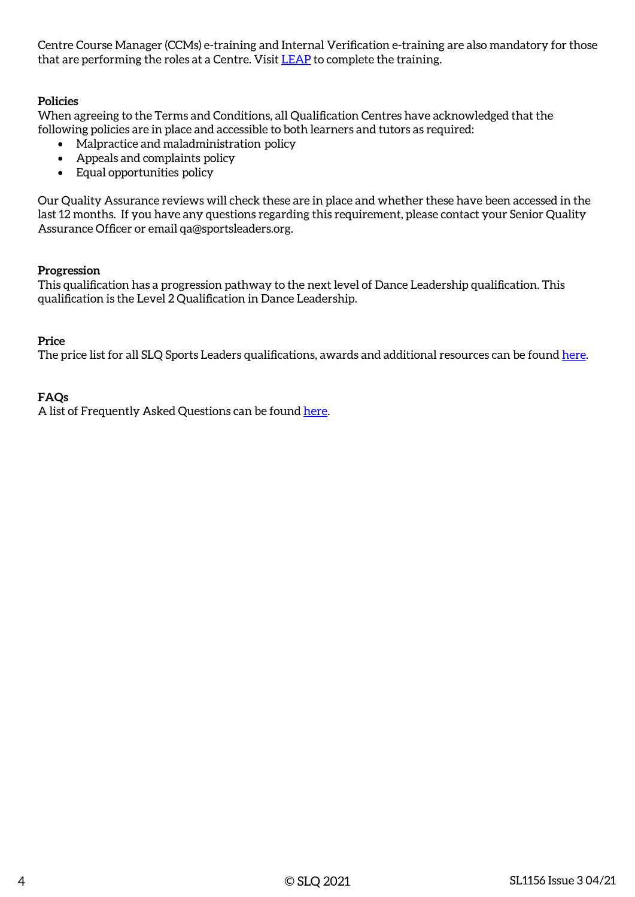Centre Course Manager (CCMs) e-training and Internal Verification e-training are also mandatory for those that are performing the roles at a Centre. Visit LEAP to complete the training.

**Policies**

When agreeing to the Terms and Conditions, all Qualification Centres have acknowledged that the following policies are in place and accessible to both learners and tutors as required:

- Malpractice and maladministration policy
- Appeals and complaints policy
- Equal opportunities policy

Our Quality Assurance reviews will check these are in place and whether these have been accessed in the last 12 months. If you have any questions regarding this requirement, please contact your Senior Quality Assurance Officer or email qa@sportsleaders.org.

**Progression**

This qualification has a progression pathway to the next level of Dance Leadership qualification. This qualification is the Level 2 Qualification in Dance Leadership.

**Price**

The price list for all SLQ Sports Leaders qualifications, awards and additional resources can be found here.

**FAQs**

A list of Frequently Asked Questions can be found here.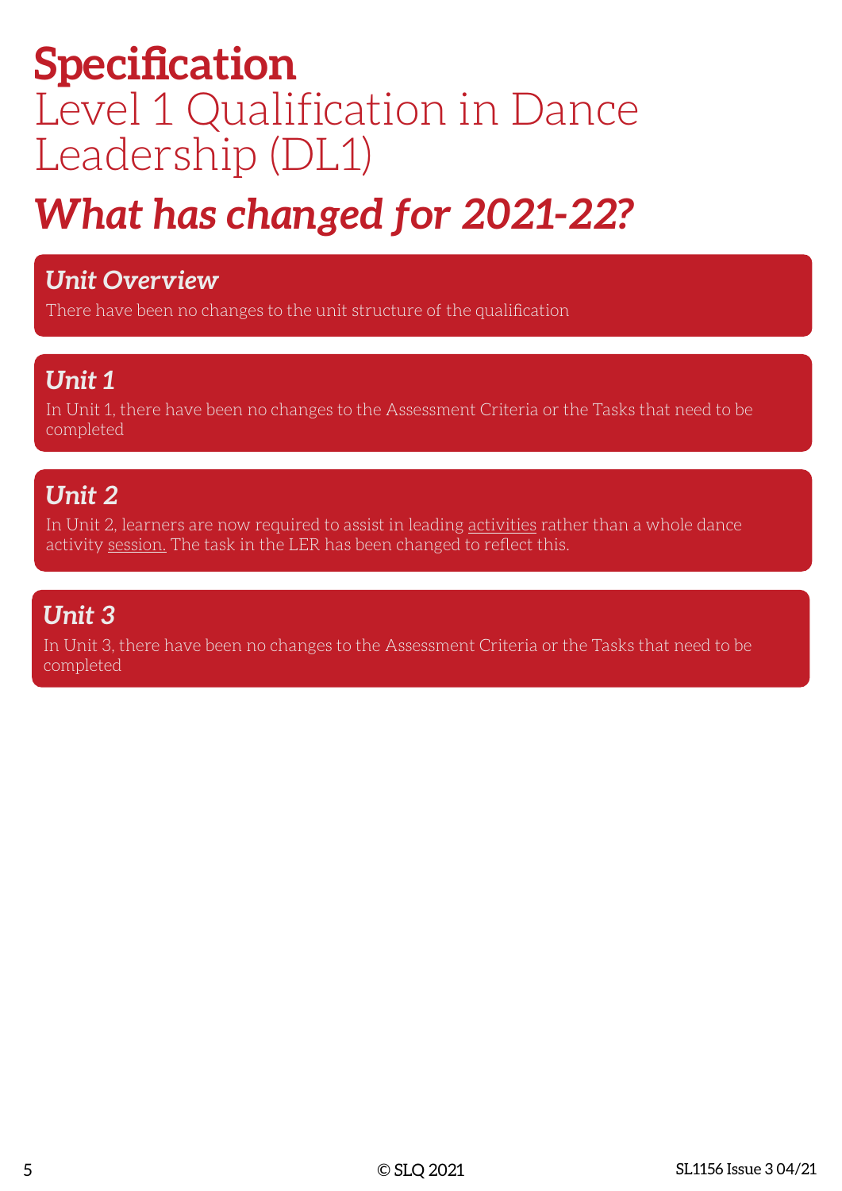# Specification

Level 1 Qualification in Dance Leadership (DL1)

## *What has changed for 2021-22?*

### *Unit Overview*

There have been no changes to the unit structure of the qualification

### *Unit 1*

In Unit 1, there have been no changes to the Assessment Criteria or the Tasks that need to be completed

### *Unit 2*

In Unit 2, learners are now required to assist in leading activities rather than a whole dance activity session. The task in the LER has been changed to reflect this.

### *Unit 3*

In Unit 3, there have been no changes to the Assessment Criteria or the Tasks that need to be completed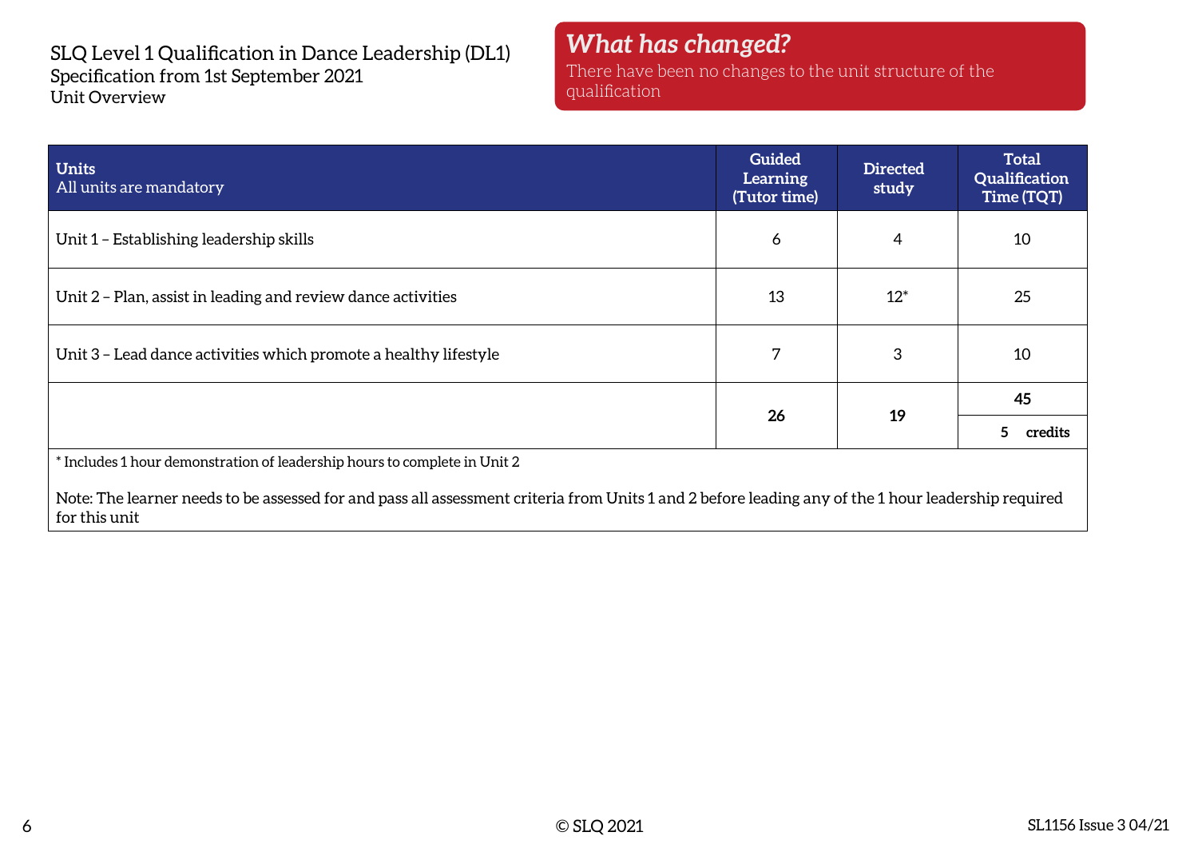SLQ Level 1 Qualification in Dance Leadership (DL1)
Specification from 1st September 2021
Unit Overview

***What has changed?***
There have been no changes to the unit structure of the qualification

| **Units** All units are mandatory | **Guided Learning (Tutor time)** | **Directed study** | **Total Qualification Time (TQT)** |
|---|---|---|---|
| Unit 1 – Establishing leadership skills | 6 | 4 | 10 |
| Unit 2 – Plan, assist in leading and review dance activities | 13 | 12* | 25 |
| Unit 3 – Lead dance activities which promote a healthy lifestyle | 7 | 3 | 10 |
| | **26** | **19** | **45** |
| | | | **5 credits** |

\* Includes 1 hour demonstration of leadership hours to complete in Unit 2

Note: The learner needs to be assessed for and pass all assessment criteria from Units 1 and 2 before leading any of the 1 hour leadership required for this unit

© SLQ 2021

SL1156 Issue 3 04/21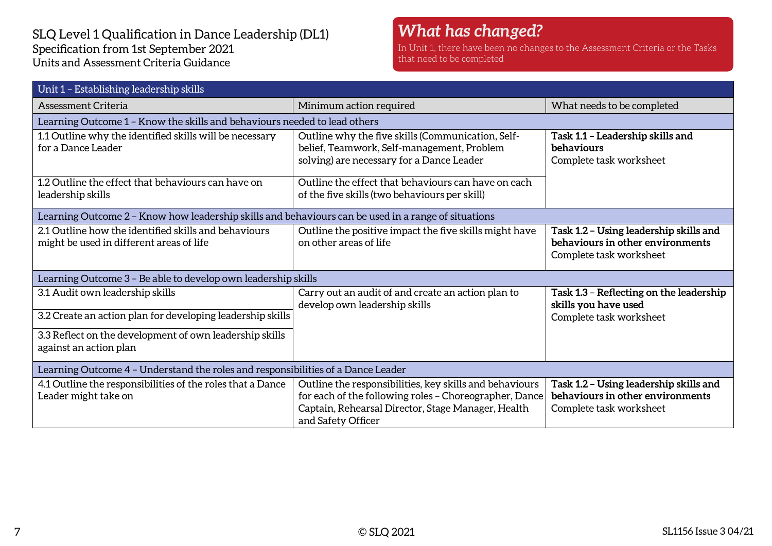SLQ Level 1 Qualification in Dance Leadership (DL1)
Specification from 1st September 2021
Units and Assessment Criteria Guidance

## *What has changed?*

In Unit 1, there have been no changes to the Assessment Criteria or the Tasks that need to be completed

| Unit 1 – Establishing leadership skills | | |
|---|---|---|
| Assessment Criteria | Minimum action required | What needs to be completed |
| Learning Outcome 1 – Know the skills and behaviours needed to lead others | | |
| 1.1 Outline why the identified skills will be necessary for a Dance Leader | Outline why the five skills (Communication, Self-belief, Teamwork, Self-management, Problem solving) are necessary for a Dance Leader | **Task 1.1 – Leadership skills and behaviours** Complete task worksheet |
| 1.2 Outline the effect that behaviours can have on leadership skills | Outline the effect that behaviours can have on each of the five skills (two behaviours per skill) | |
| Learning Outcome 2 – Know how leadership skills and behaviours can be used in a range of situations | | |
| 2.1 Outline how the identified skills and behaviours might be used in different areas of life | Outline the positive impact the five skills might have on other areas of life | **Task 1.2 – Using leadership skills and behaviours in other environments** Complete task worksheet |
| Learning Outcome 3 – Be able to develop own leadership skills | | |
| 3.1 Audit own leadership skills | Carry out an audit of and create an action plan to develop own leadership skills | **Task 1.3 – Reflecting on the leadership skills you have used** Complete task worksheet |
| 3.2 Create an action plan for developing leadership skills | | |
| 3.3 Reflect on the development of own leadership skills against an action plan | | |
| Learning Outcome 4 – Understand the roles and responsibilities of a Dance Leader | | |
| 4.1 Outline the responsibilities of the roles that a Dance Leader might take on | Outline the responsibilities, key skills and behaviours for each of the following roles – Choreographer, Dance Captain, Rehearsal Director, Stage Manager, Health and Safety Officer | **Task 1.2 – Using leadership skills and behaviours in other environments** Complete task worksheet |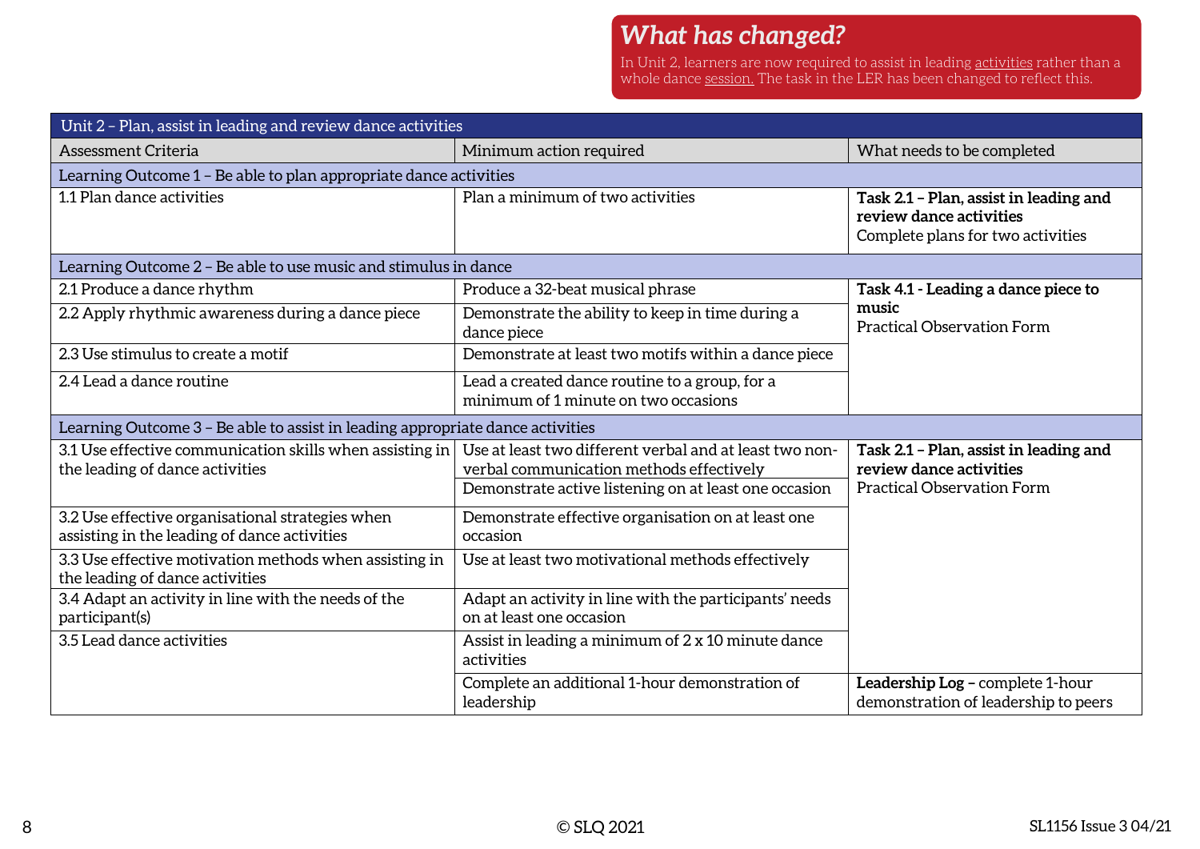## *What has changed?*

In Unit 2, learners are now required to assist in leading activities rather than a whole dance session. The task in the LER has been changed to reflect this.

| Unit 2 – Plan, assist in leading and review dance activities | | |
|---|---|---|
| Assessment Criteria | Minimum action required | What needs to be completed |
| **Learning Outcome 1 – Be able to plan appropriate dance activities** | | |
| 1.1 Plan dance activities | Plan a minimum of two activities | **Task 2.1 – Plan, assist in leading and review dance activities** Complete plans for two activities |
| **Learning Outcome 2 – Be able to use music and stimulus in dance** | | |
| 2.1 Produce a dance rhythm | Produce a 32-beat musical phrase | **Task 4.1 - Leading a dance piece to music** Practical Observation Form |
| 2.2 Apply rhythmic awareness during a dance piece | Demonstrate the ability to keep in time during a dance piece | |
| 2.3 Use stimulus to create a motif | Demonstrate at least two motifs within a dance piece | |
| 2.4 Lead a dance routine | Lead a created dance routine to a group, for a minimum of 1 minute on two occasions | |
| **Learning Outcome 3 – Be able to assist in leading appropriate dance activities** | | |
| 3.1 Use effective communication skills when assisting in the leading of dance activities | Use at least two different verbal and at least two non-verbal communication methods effectively | **Task 2.1 – Plan, assist in leading and review dance activities** Practical Observation Form |
| | Demonstrate active listening on at least one occasion | |
| 3.2 Use effective organisational strategies when assisting in the leading of dance activities | Demonstrate effective organisation on at least one occasion | |
| 3.3 Use effective motivation methods when assisting in the leading of dance activities | Use at least two motivational methods effectively | |
| 3.4 Adapt an activity in line with the needs of the participant(s) | Adapt an activity in line with the participants' needs on at least one occasion | |
| 3.5 Lead dance activities | Assist in leading a minimum of 2 x 10 minute dance activities | |
| | Complete an additional 1-hour demonstration of leadership | **Leadership Log** – complete 1-hour demonstration of leadership to peers |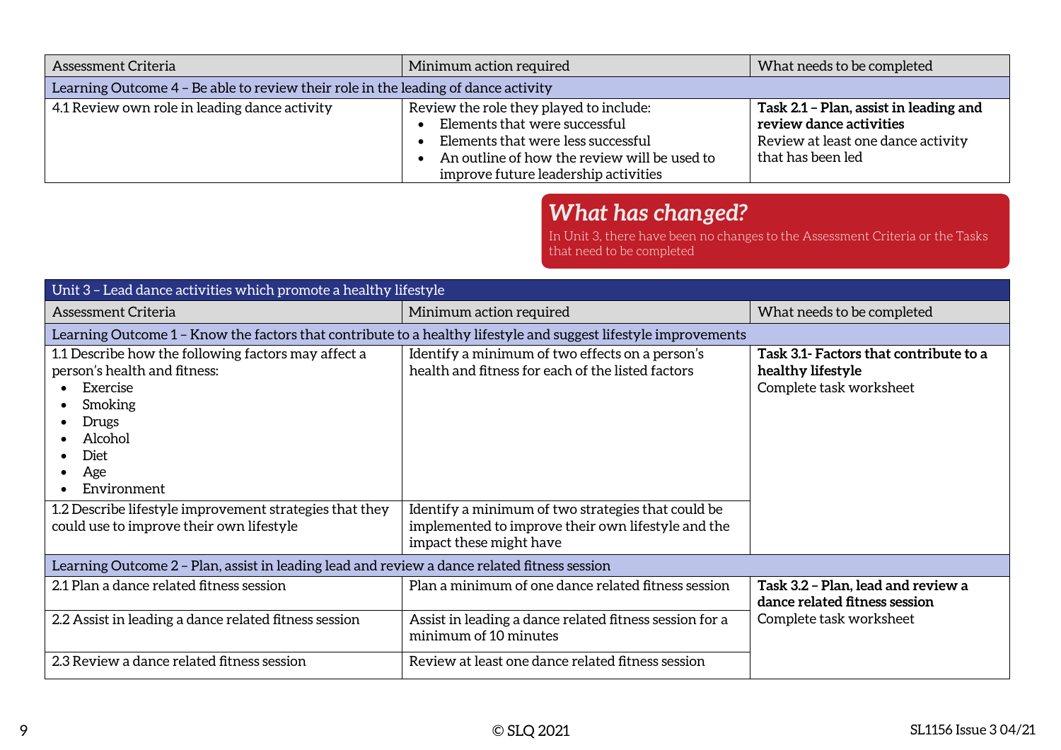| Assessment Criteria | Minimum action required | What needs to be completed |
|---|---|---|
| Learning Outcome 4 – Be able to review their role in the leading of dance activity | | |
| 4.1 Review own role in leading dance activity | Review the role they played to include:<br>• Elements that were successful<br>• Elements that were less successful<br>• An outline of how the review will be used to improve future leadership activities | **Task 2.1 – Plan, assist in leading and review dance activities**<br>Review at least one dance activity that has been led |

## *What has changed?*

In Unit 3, there have been no changes to the Assessment Criteria or the Tasks that need to be completed

| Unit 3 – Lead dance activities which promote a healthy lifestyle | | |
|---|---|---|
| Assessment Criteria | Minimum action required | What needs to be completed |
| Learning Outcome 1 – Know the factors that contribute to a healthy lifestyle and suggest lifestyle improvements | | |
| 1.1 Describe how the following factors may affect a person's health and fitness:<br>• Exercise<br>• Smoking<br>• Drugs<br>• Alcohol<br>• Diet<br>• Age<br>• Environment | Identify a minimum of two effects on a person's health and fitness for each of the listed factors | **Task 3.1- Factors that contribute to a healthy lifestyle**<br>Complete task worksheet |
| 1.2 Describe lifestyle improvement strategies that they could use to improve their own lifestyle | Identify a minimum of two strategies that could be implemented to improve their own lifestyle and the impact these might have | |
| Learning Outcome 2 – Plan, assist in leading lead and review a dance related fitness session | | |
| 2.1 Plan a dance related fitness session | Plan a minimum of one dance related fitness session | **Task 3.2 – Plan, lead and review a dance related fitness session**<br>Complete task worksheet |
| 2.2 Assist in leading a dance related fitness session | Assist in leading a dance related fitness session for a minimum of 10 minutes | |
| 2.3 Review a dance related fitness session | Review at least one dance related fitness session | |